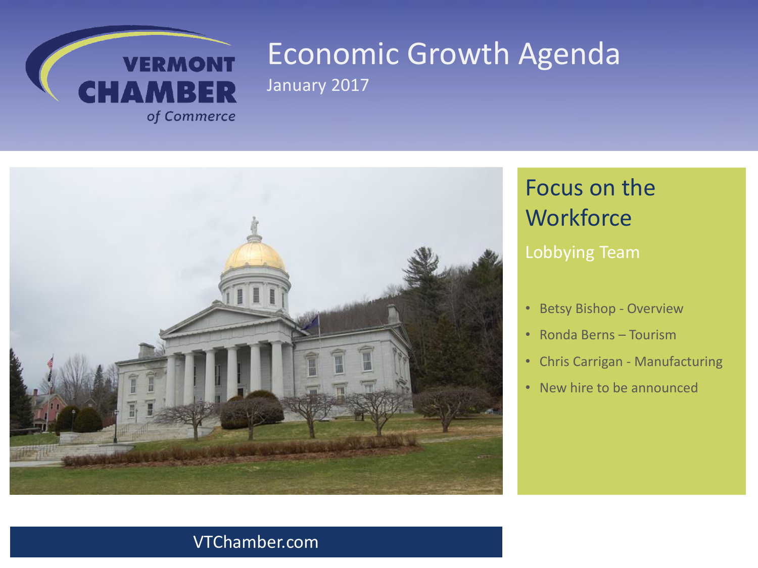VERMONT CHAMBER of Commerce

# Economic Growth Agenda

January 2017

## Focus on the Workforce

### Lobbying Team

- Betsy Bishop - Overview
- Ronda Berns – Tourism
- Chris Carrigan - Manufacturing
- New hire to be announced

VTChamber.com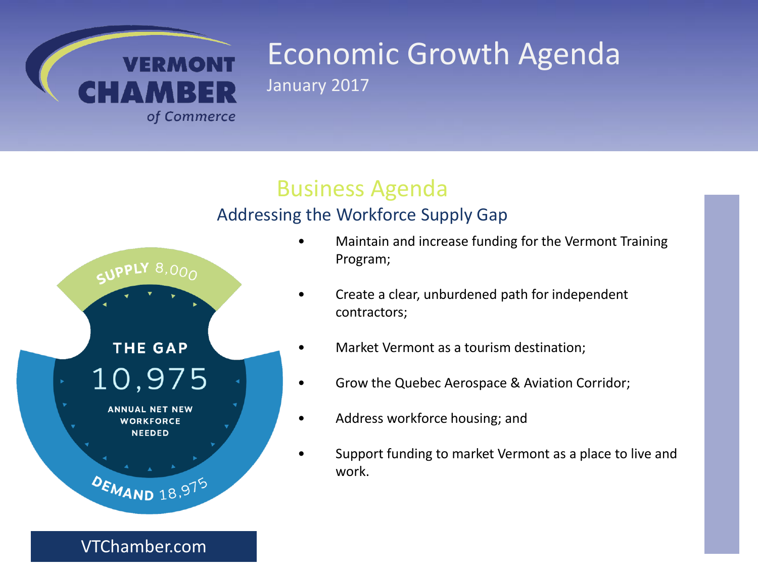# Economic Growth Agenda

January 2017

## Business Agenda

### Addressing the Workforce Supply Gap

SUPPLY 8,000

THE GAP

10,975

ANNUAL NET NEW WORKFORCE NEEDED

DEMAND 18,975

- Maintain and increase funding for the Vermont Training Program;
- Create a clear, unburdened path for independent contractors;
- Market Vermont as a tourism destination;
- Grow the Quebec Aerospace & Aviation Corridor;
- Address workforce housing; and
- Support funding to market Vermont as a place to live and work.

VTChamber.com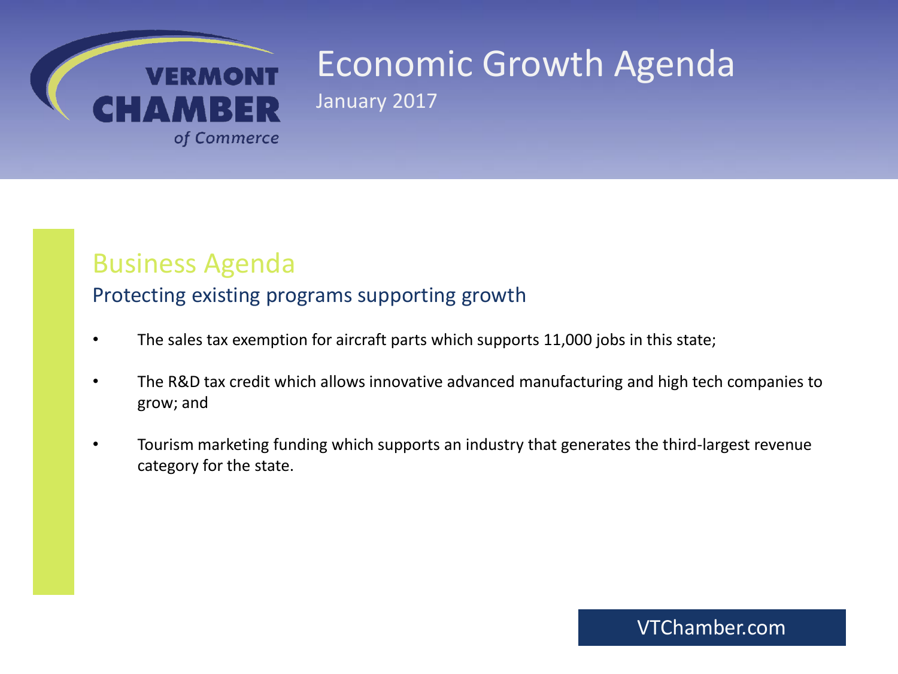# Economic Growth Agenda

January 2017

## Business Agenda

### Protecting existing programs supporting growth

- The sales tax exemption for aircraft parts which supports 11,000 jobs in this state;
- The R&D tax credit which allows innovative advanced manufacturing and high tech companies to grow; and
- Tourism marketing funding which supports an industry that generates the third-largest revenue category for the state.

VTChamber.com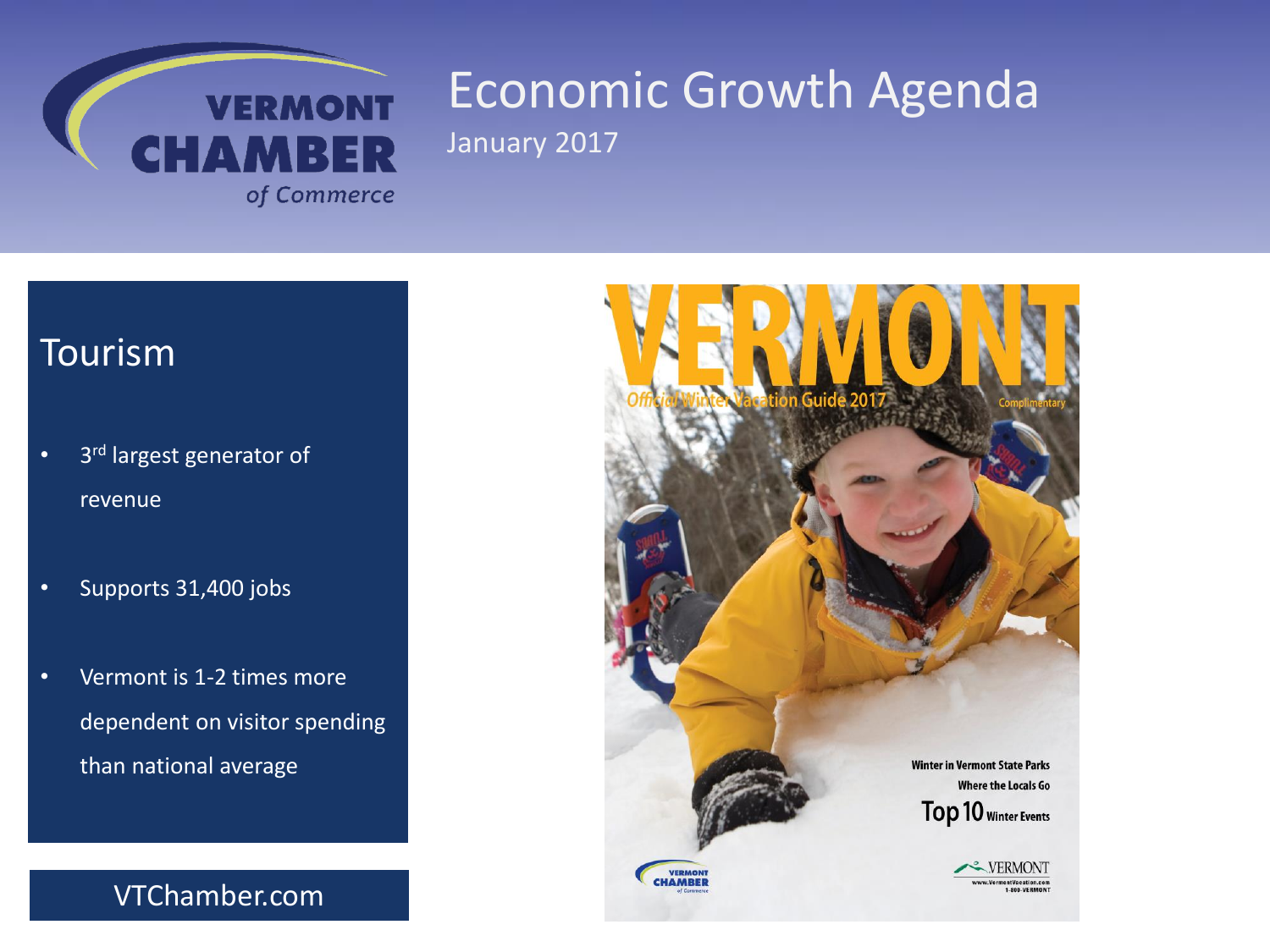# Economic Growth Agenda

January 2017

## Tourism

- 3rd largest generator of revenue
- Supports 31,400 jobs
- Vermont is 1-2 times more dependent on visitor spending than national average

VTChamber.com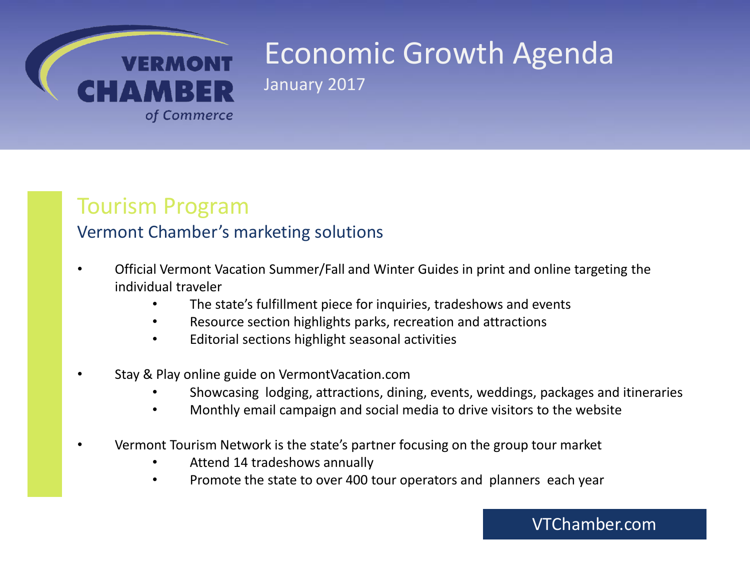# Economic Growth Agenda

January 2017

## Tourism Program

### Vermont Chamber's marketing solutions

- Official Vermont Vacation Summer/Fall and Winter Guides in print and online targeting the individual traveler
  - The state's fulfillment piece for inquiries, tradeshows and events
  - Resource section highlights parks, recreation and attractions
  - Editorial sections highlight seasonal activities

- Stay & Play online guide on VermontVacation.com
  - Showcasing lodging, attractions, dining, events, weddings, packages and itineraries
  - Monthly email campaign and social media to drive visitors to the website

- Vermont Tourism Network is the state's partner focusing on the group tour market
  - Attend 14 tradeshows annually
  - Promote the state to over 400 tour operators and planners each year

VTChamber.com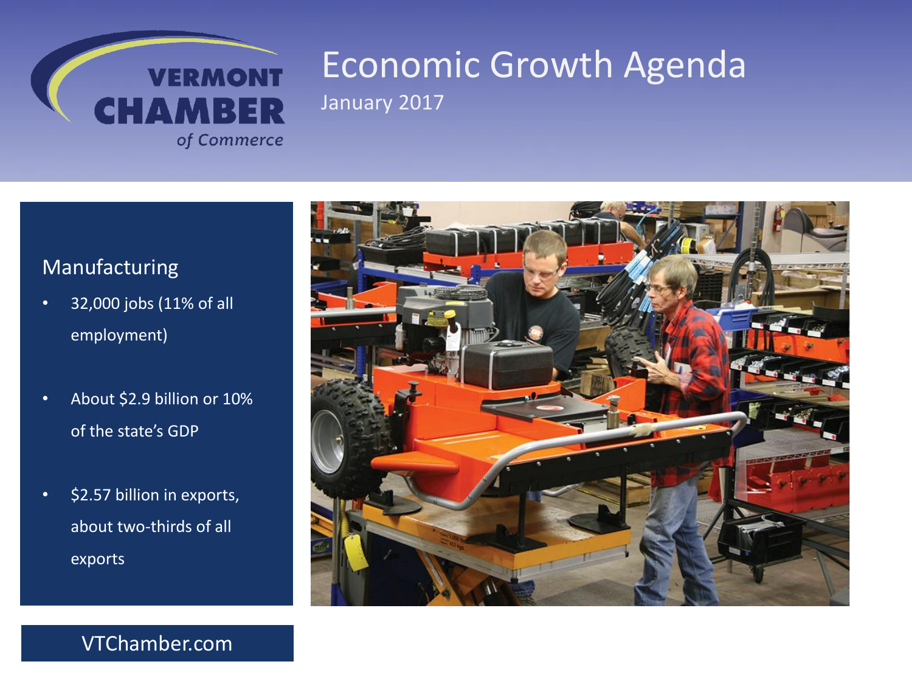# Economic Growth Agenda

January 2017

VERMONT CHAMBER *of Commerce*

## Manufacturing

- 32,000 jobs (11% of all employment)
- About $2.9 billion or 10% of the state's GDP
- $2.57 billion in exports, about two-thirds of all exports

VTChamber.com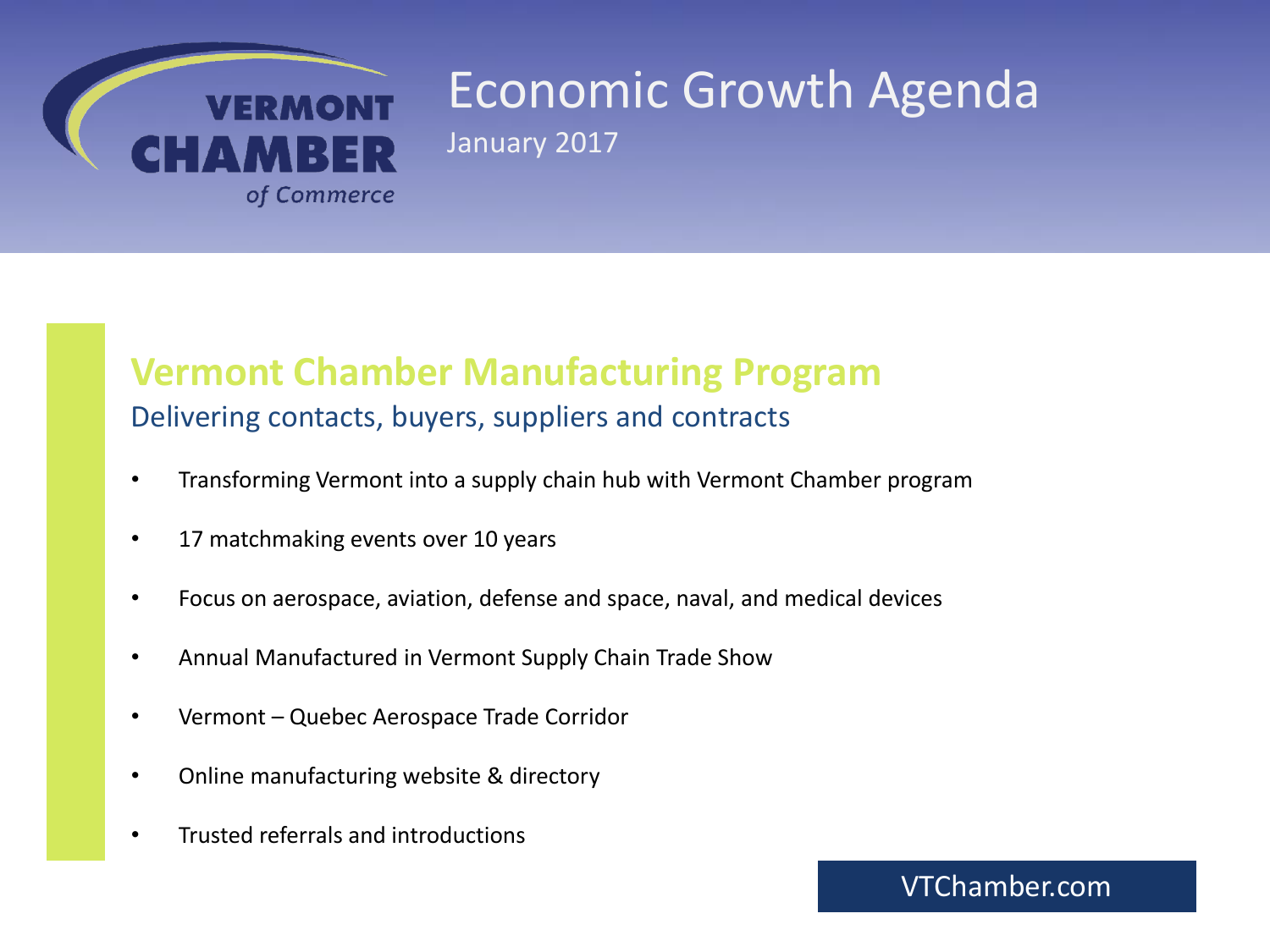# Economic Growth Agenda

January 2017

## Vermont Chamber Manufacturing Program

Delivering contacts, buyers, suppliers and contracts

- Transforming Vermont into a supply chain hub with Vermont Chamber program
- 17 matchmaking events over 10 years
- Focus on aerospace, aviation, defense and space, naval, and medical devices
- Annual Manufactured in Vermont Supply Chain Trade Show
- Vermont – Quebec Aerospace Trade Corridor
- Online manufacturing website & directory
- Trusted referrals and introductions

VTChamber.com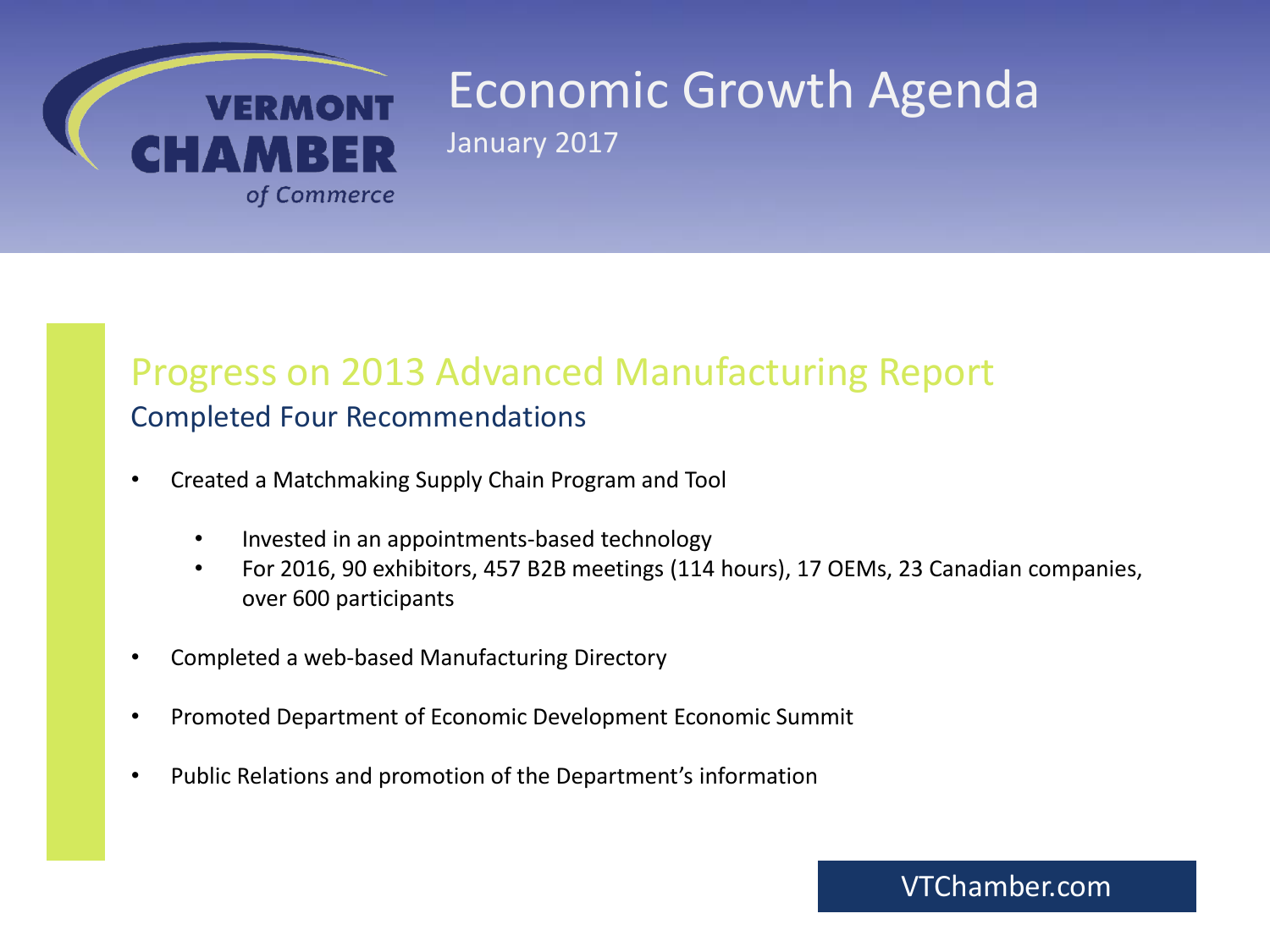# Economic Growth Agenda

January 2017

## Progress on 2013 Advanced Manufacturing Report

### Completed Four Recommendations

- Created a Matchmaking Supply Chain Program and Tool
  - Invested in an appointments-based technology
  - For 2016, 90 exhibitors, 457 B2B meetings (114 hours), 17 OEMs, 23 Canadian companies, over 600 participants
- Completed a web-based Manufacturing Directory
- Promoted Department of Economic Development Economic Summit
- Public Relations and promotion of the Department's information

VTChamber.com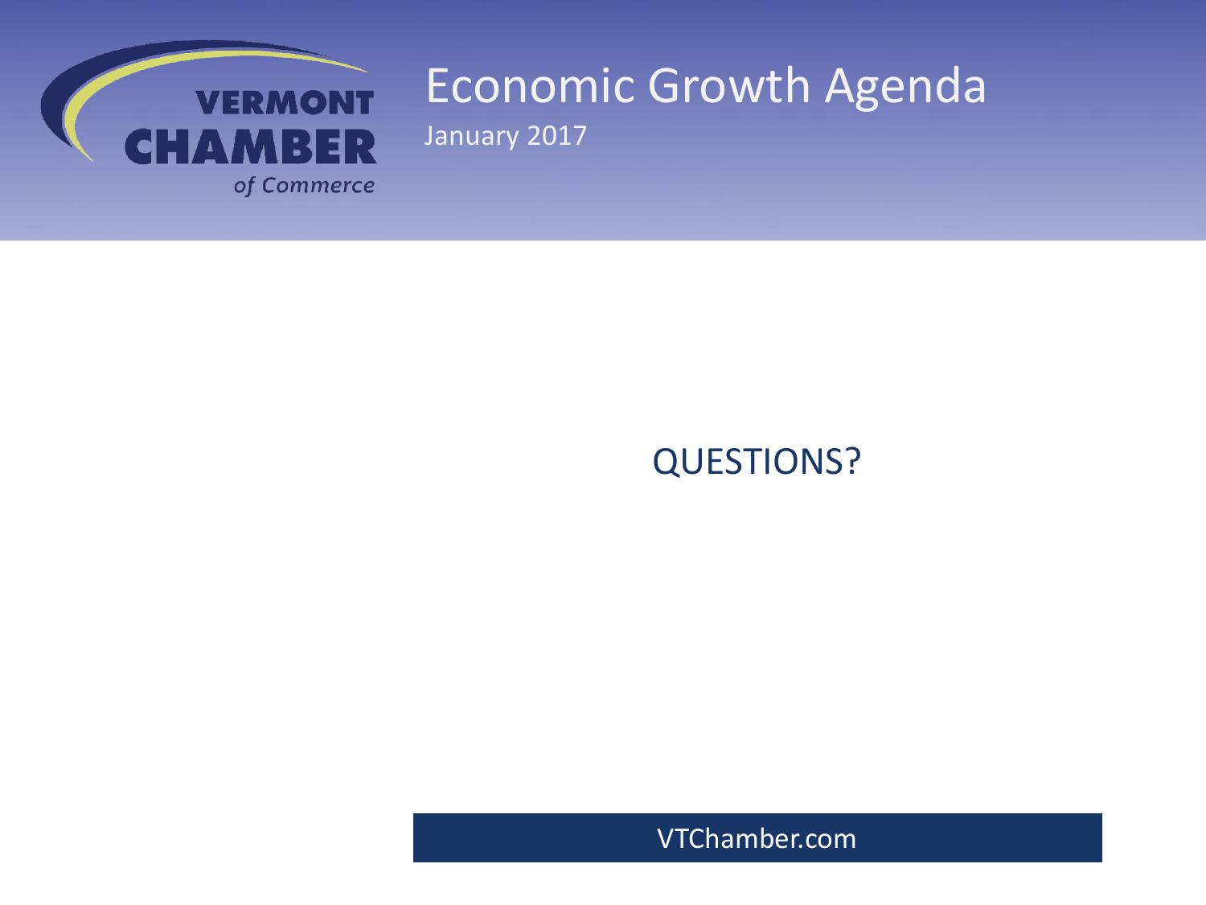VERMONT CHAMBER of Commerce

# Economic Growth Agenda

January 2017

QUESTIONS?

VTChamber.com